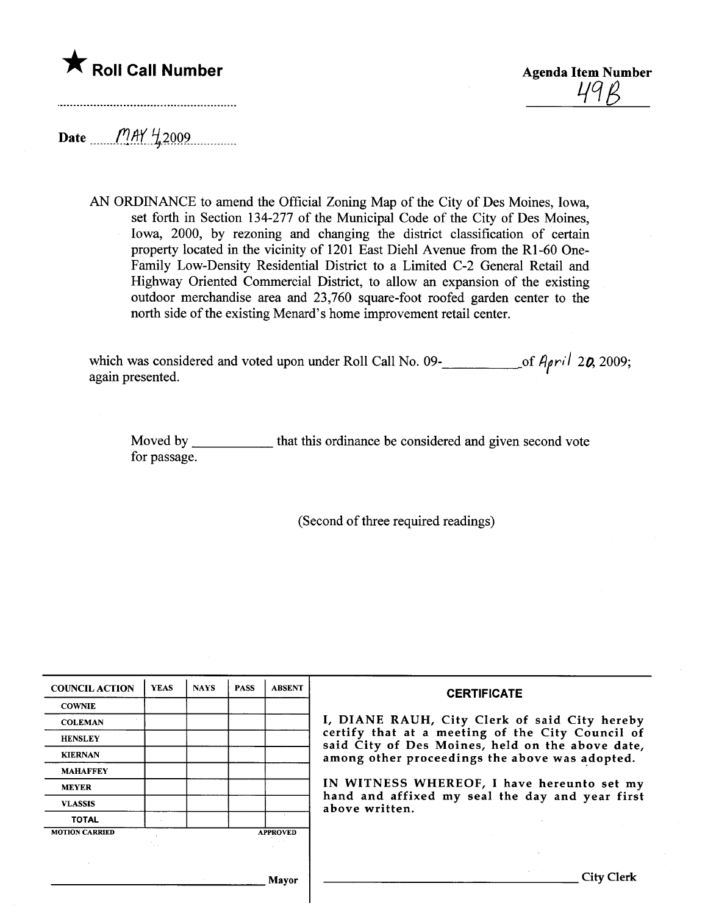★ **Roll Call Number**

..........................................................

**Agenda Item Number**

49B

Date ......MAY 4, 2009..............

AN ORDINANCE to amend the Official Zoning Map of the City of Des Moines, Iowa, set forth in Section 134-277 of the Municipal Code of the City of Des Moines, Iowa, 2000, by rezoning and changing the district classification of certain property located in the vicinity of 1201 East Diehl Avenue from the R1-60 One-Family Low-Density Residential District to a Limited C-2 General Retail and Highway Oriented Commercial District, to allow an expansion of the existing outdoor merchandise area and 23,760 square-foot roofed garden center to the north side of the existing Menard's home improvement retail center.

which was considered and voted upon under Roll Call No. 09-__________of April 20, 2009; again presented.

Moved by ___________ that this ordinance be considered and given second vote for passage.

(Second of three required readings)

| COUNCIL ACTION | YEAS | NAYS | PASS | ABSENT |
|---|---|---|---|---|
| COWNIE | | | | |
| COLEMAN | | | | |
| HENSLEY | | | | |
| KIERNAN | | | | |
| MAHAFFEY | | | | |
| MEYER | | | | |
| VLASSIS | | | | |
| TOTAL | | | | |
| MOTION CARRIED | | | | APPROVED |

______________________________ Mayor

**CERTIFICATE**

I, DIANE RAUH, City Clerk of said City hereby certify that at a meeting of the City Council of said City of Des Moines, held on the above date, among other proceedings the above was adopted.

IN WITNESS WHEREOF, I have hereunto set my hand and affixed my seal the day and year first above written.

______________________________ City Clerk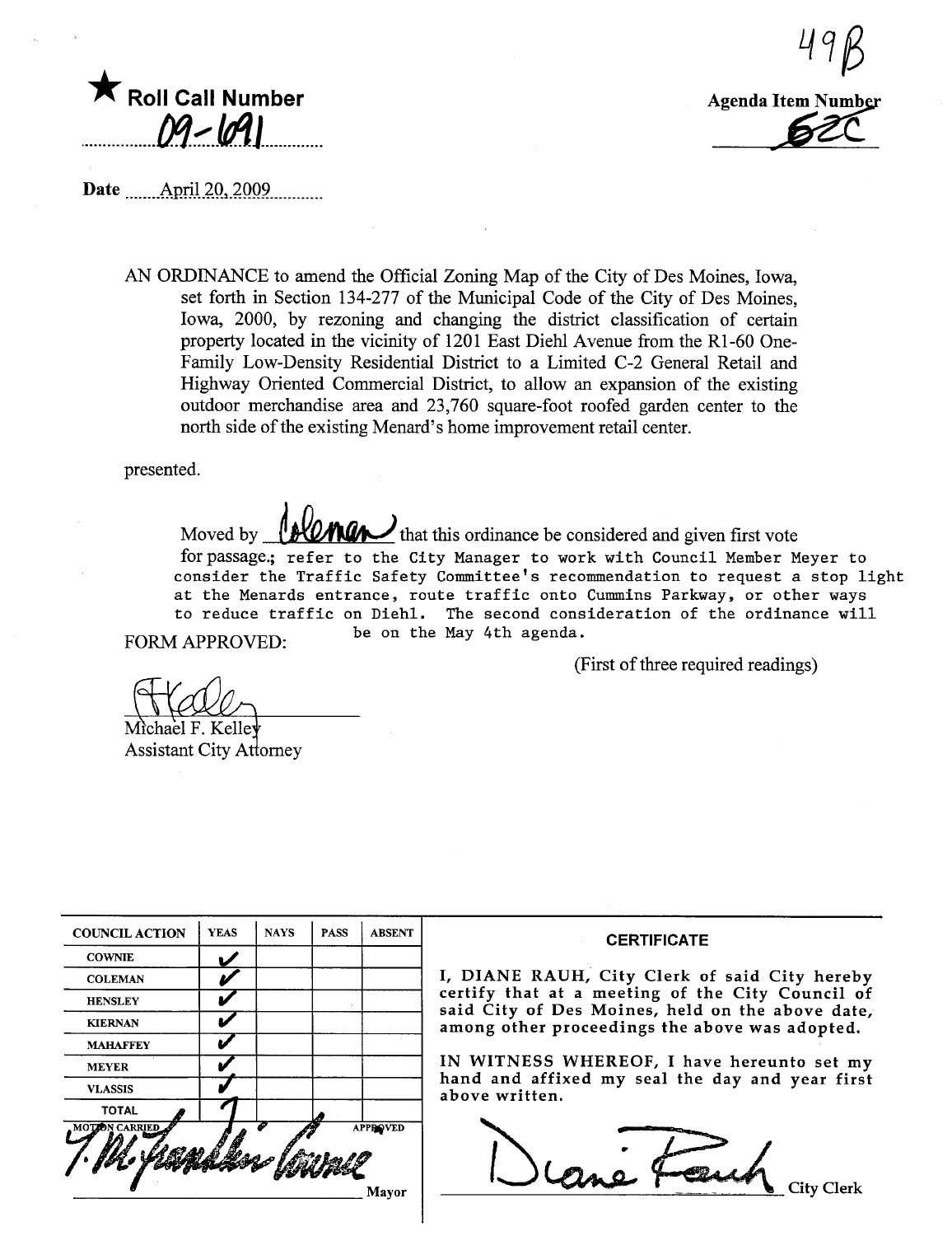49B

★ **Roll Call Number**

09-691

**Agenda Item Number**

62C

**Date** April 20, 2009

AN ORDINANCE to amend the Official Zoning Map of the City of Des Moines, Iowa, set forth in Section 134-277 of the Municipal Code of the City of Des Moines, Iowa, 2000, by rezoning and changing the district classification of certain property located in the vicinity of 1201 East Diehl Avenue from the R1-60 One-Family Low-Density Residential District to a Limited C-2 General Retail and Highway Oriented Commercial District, to allow an expansion of the existing outdoor merchandise area and 23,760 square-foot roofed garden center to the north side of the existing Menard's home improvement retail center.

presented.

Moved by Coleman that this ordinance be considered and given first vote for passage.; refer to the City Manager to work with Council Member Meyer to consider the Traffic Safety Committee's recommendation to request a stop light at the Menards entrance, route traffic onto Cummins Parkway, or other ways to reduce traffic on Diehl. The second consideration of the ordinance will be on the May 4th agenda.

FORM APPROVED:

(First of three required readings)

Michael F. Kelley
Assistant City Attorney

| COUNCIL ACTION | YEAS | NAYS | PASS | ABSENT |
|---|---|---|---|---|
| COWNIE | ✓ | | | |
| COLEMAN | ✓ | | | |
| HENSLEY | ✓ | | | |
| KIERNAN | ✓ | | | |
| MAHAFFEY | ✓ | | | |
| MEYER | ✓ | | | |
| VLASSIS | ✓ | | | |
| TOTAL | 7 | | | |

MOTION CARRIED APPROVED

T. M. Franklin Cownie
Mayor

**CERTIFICATE**

I, DIANE RAUH, City Clerk of said City hereby certify that at a meeting of the City Council of said City of Des Moines, held on the above date, among other proceedings the above was adopted.

IN WITNESS WHEREOF, I have hereunto set my hand and affixed my seal the day and year first above written.

Diane Rauh
City Clerk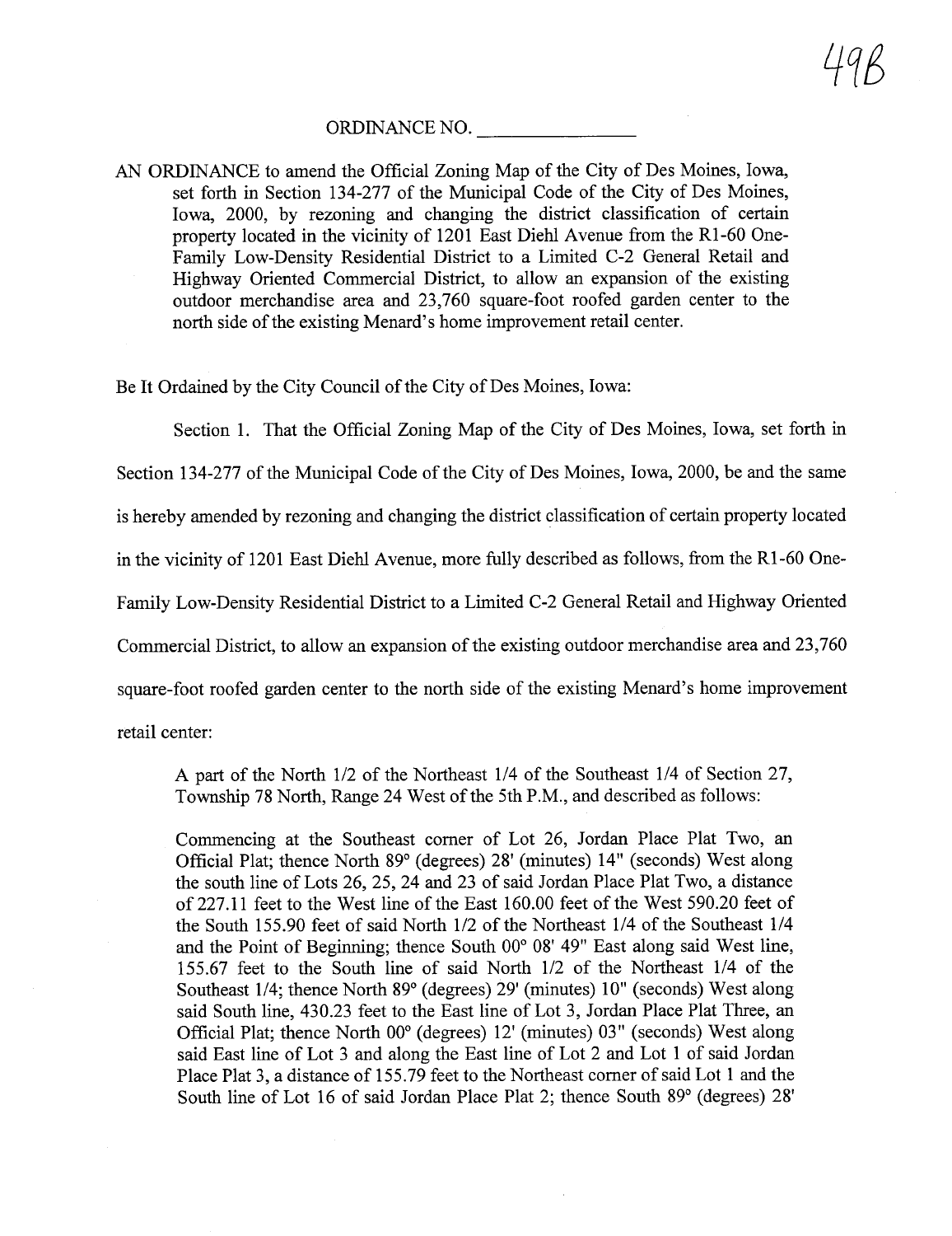49B

ORDINANCE NO. _______________

AN ORDINANCE to amend the Official Zoning Map of the City of Des Moines, Iowa, set forth in Section 134-277 of the Municipal Code of the City of Des Moines, Iowa, 2000, by rezoning and changing the district classification of certain property located in the vicinity of 1201 East Diehl Avenue from the R1-60 One-Family Low-Density Residential District to a Limited C-2 General Retail and Highway Oriented Commercial District, to allow an expansion of the existing outdoor merchandise area and 23,760 square-foot roofed garden center to the north side of the existing Menard's home improvement retail center.

Be It Ordained by the City Council of the City of Des Moines, Iowa:

Section 1. That the Official Zoning Map of the City of Des Moines, Iowa, set forth in Section 134-277 of the Municipal Code of the City of Des Moines, Iowa, 2000, be and the same is hereby amended by rezoning and changing the district classification of certain property located in the vicinity of 1201 East Diehl Avenue, more fully described as follows, from the R1-60 One-Family Low-Density Residential District to a Limited C-2 General Retail and Highway Oriented Commercial District, to allow an expansion of the existing outdoor merchandise area and 23,760 square-foot roofed garden center to the north side of the existing Menard's home improvement retail center:

> A part of the North 1/2 of the Northeast 1/4 of the Southeast 1/4 of Section 27, Township 78 North, Range 24 West of the 5th P.M., and described as follows:
>
> Commencing at the Southeast corner of Lot 26, Jordan Place Plat Two, an Official Plat; thence North 89° (degrees) 28' (minutes) 14" (seconds) West along the south line of Lots 26, 25, 24 and 23 of said Jordan Place Plat Two, a distance of 227.11 feet to the West line of the East 160.00 feet of the West 590.20 feet of the South 155.90 feet of said North 1/2 of the Northeast 1/4 of the Southeast 1/4 and the Point of Beginning; thence South 00° 08' 49" East along said West line, 155.67 feet to the South line of said North 1/2 of the Northeast 1/4 of the Southeast 1/4; thence North 89° (degrees) 29' (minutes) 10" (seconds) West along said South line, 430.23 feet to the East line of Lot 3, Jordan Place Plat Three, an Official Plat; thence North 00° (degrees) 12' (minutes) 03" (seconds) West along said East line of Lot 3 and along the East line of Lot 2 and Lot 1 of said Jordan Place Plat 3, a distance of 155.79 feet to the Northeast corner of said Lot 1 and the South line of Lot 16 of said Jordan Place Plat 2; thence South 89° (degrees) 28'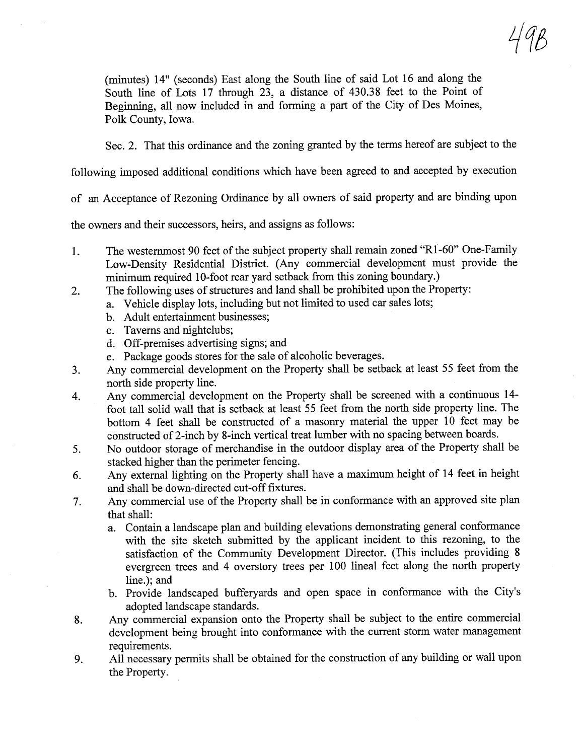(minutes) 14" (seconds) East along the South line of said Lot 16 and along the South line of Lots 17 through 23, a distance of 430.38 feet to the Point of Beginning, all now included in and forming a part of the City of Des Moines, Polk County, Iowa.

Sec. 2. That this ordinance and the zoning granted by the terms hereof are subject to the following imposed additional conditions which have been agreed to and accepted by execution of an Acceptance of Rezoning Ordinance by all owners of said property and are binding upon the owners and their successors, heirs, and assigns as follows:

1. The westernmost 90 feet of the subject property shall remain zoned "R1-60" One-Family Low-Density Residential District. (Any commercial development must provide the minimum required 10-foot rear yard setback from this zoning boundary.)
2. The following uses of structures and land shall be prohibited upon the Property:
   a. Vehicle display lots, including but not limited to used car sales lots;
   b. Adult entertainment businesses;
   c. Taverns and nightclubs;
   d. Off-premises advertising signs; and
   e. Package goods stores for the sale of alcoholic beverages.
3. Any commercial development on the Property shall be setback at least 55 feet from the north side property line.
4. Any commercial development on the Property shall be screened with a continuous 14-foot tall solid wall that is setback at least 55 feet from the north side property line. The bottom 4 feet shall be constructed of a masonry material the upper 10 feet may be constructed of 2-inch by 8-inch vertical treat lumber with no spacing between boards.
5. No outdoor storage of merchandise in the outdoor display area of the Property shall be stacked higher than the perimeter fencing.
6. Any external lighting on the Property shall have a maximum height of 14 feet in height and shall be down-directed cut-off fixtures.
7. Any commercial use of the Property shall be in conformance with an approved site plan that shall:
   a. Contain a landscape plan and building elevations demonstrating general conformance with the site sketch submitted by the applicant incident to this rezoning, to the satisfaction of the Community Development Director. (This includes providing 8 evergreen trees and 4 overstory trees per 100 lineal feet along the north property line.); and
   b. Provide landscaped bufferyards and open space in conformance with the City's adopted landscape standards.
8. Any commercial expansion onto the Property shall be subject to the entire commercial development being brought into conformance with the current storm water management requirements.
9. All necessary permits shall be obtained for the construction of any building or wall upon the Property.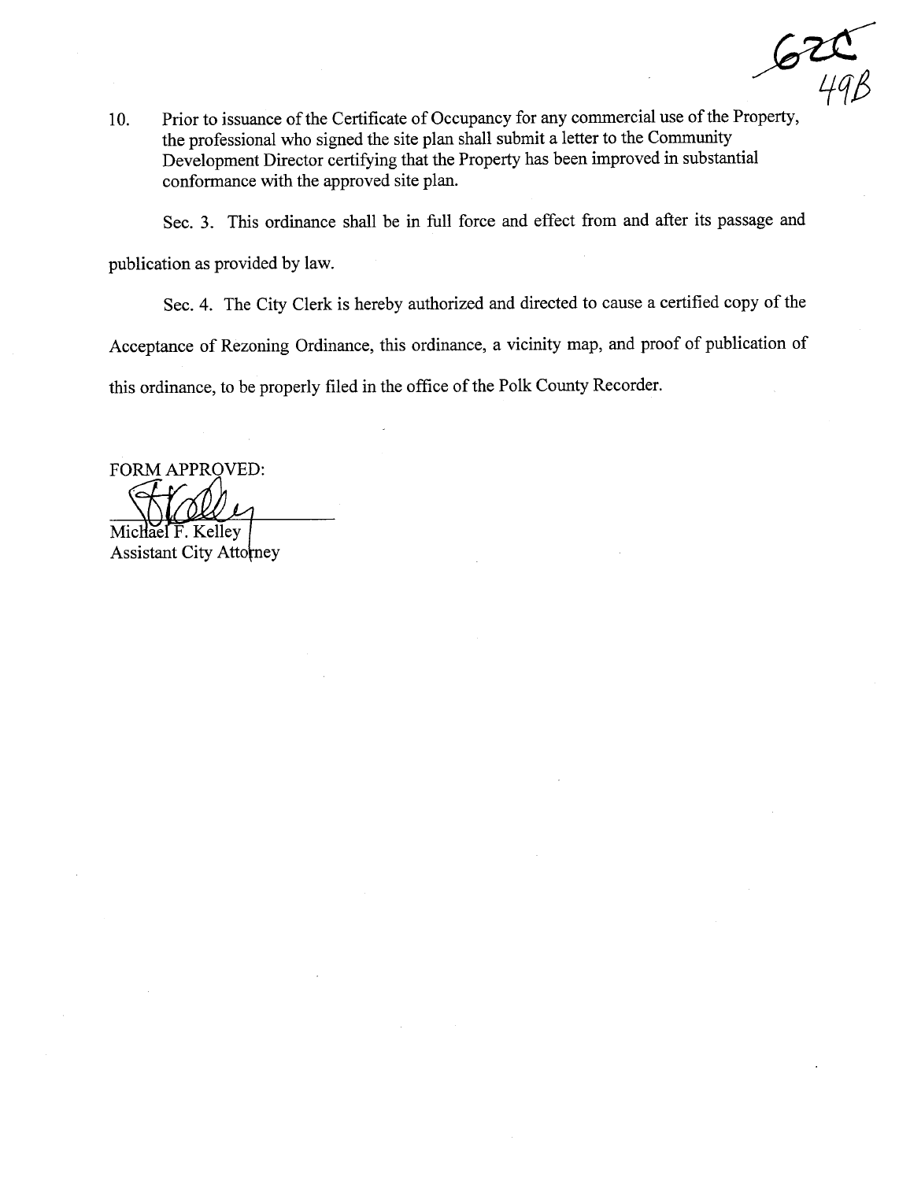62C
49B

10. Prior to issuance of the Certificate of Occupancy for any commercial use of the Property, the professional who signed the site plan shall submit a letter to the Community Development Director certifying that the Property has been improved in substantial conformance with the approved site plan.

Sec. 3. This ordinance shall be in full force and effect from and after its passage and publication as provided by law.

Sec. 4. The City Clerk is hereby authorized and directed to cause a certified copy of the Acceptance of Rezoning Ordinance, this ordinance, a vicinity map, and proof of publication of this ordinance, to be properly filed in the office of the Polk County Recorder.

FORM APPROVED:

Michael F. Kelley
Assistant City Attorney